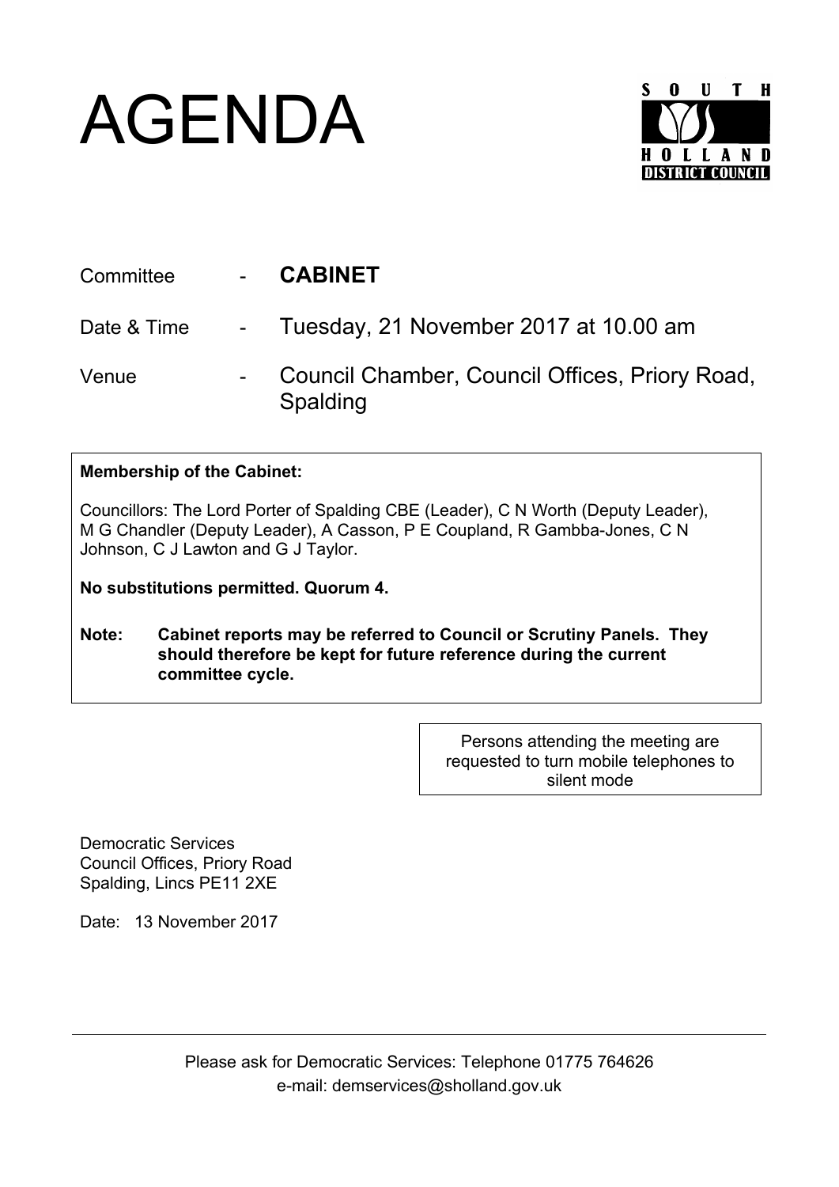# AGENDA

SOUTH HOLLAND DISTRICT COUNCIL

| | | |
|---|---|---|
| Committee | - | **CABINET** |
| Date & Time | - | Tuesday, 21 November 2017 at 10.00 am |
| Venue | - | Council Chamber, Council Offices, Priory Road, Spalding |

**Membership of the Cabinet:**

Councillors: The Lord Porter of Spalding CBE (Leader), C N Worth (Deputy Leader), M G Chandler (Deputy Leader), A Casson, P E Coupland, R Gambba-Jones, C N Johnson, C J Lawton and G J Taylor.

**No substitutions permitted. Quorum 4.**

**Note: Cabinet reports may be referred to Council or Scrutiny Panels. They should therefore be kept for future reference during the current committee cycle.**

Persons attending the meeting are requested to turn mobile telephones to silent mode

Democratic Services
Council Offices, Priory Road
Spalding, Lincs PE11 2XE

Date: 13 November 2017

Please ask for Democratic Services: Telephone 01775 764626
e-mail: demservices@sholland.gov.uk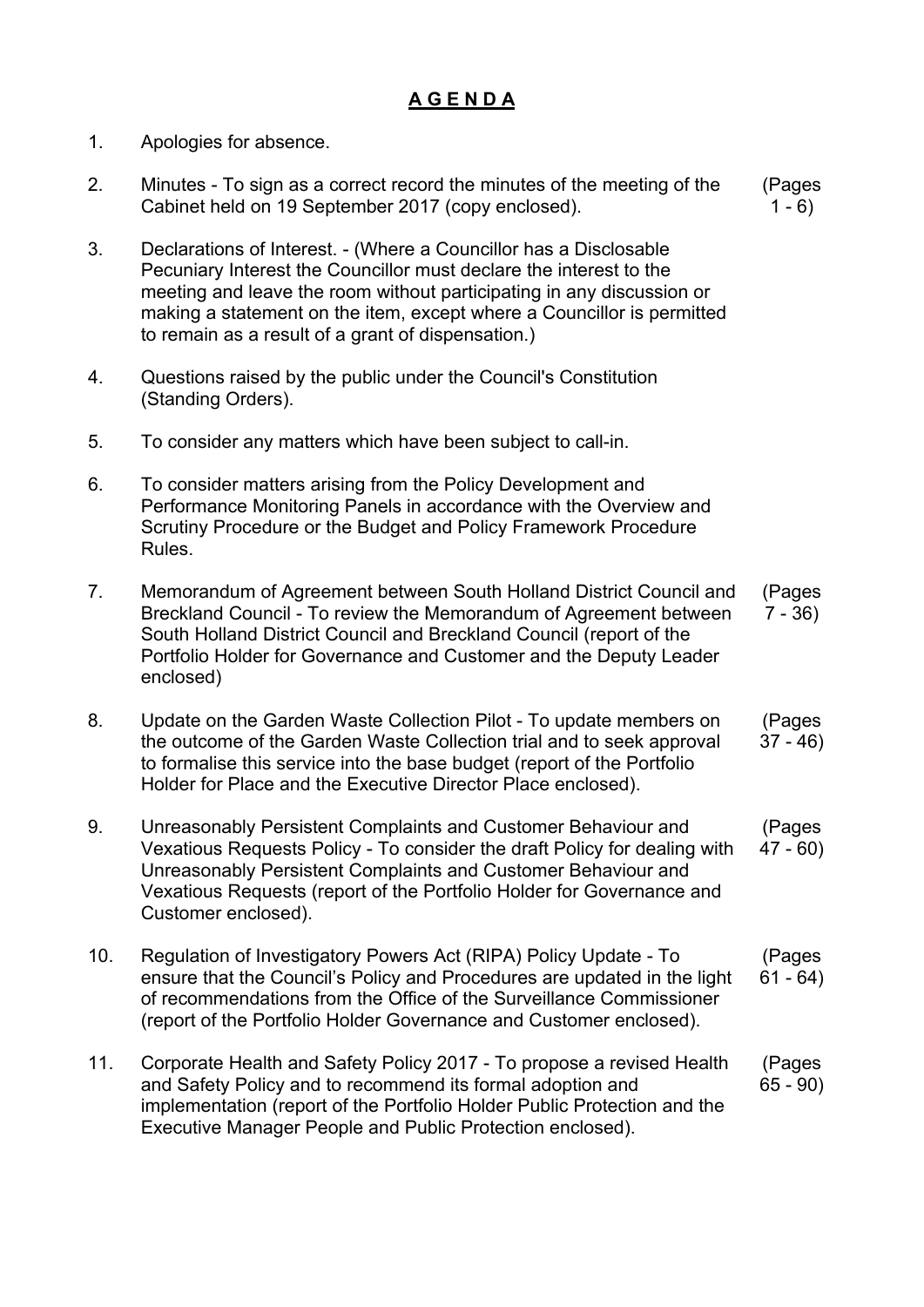# **A G E N D A**

1. Apologies for absence.

2. Minutes - To sign as a correct record the minutes of the meeting of the Cabinet held on 19 September 2017 (copy enclosed). (Pages 1 - 6)

3. Declarations of Interest. - (Where a Councillor has a Disclosable Pecuniary Interest the Councillor must declare the interest to the meeting and leave the room without participating in any discussion or making a statement on the item, except where a Councillor is permitted to remain as a result of a grant of dispensation.)

4. Questions raised by the public under the Council's Constitution (Standing Orders).

5. To consider any matters which have been subject to call-in.

6. To consider matters arising from the Policy Development and Performance Monitoring Panels in accordance with the Overview and Scrutiny Procedure or the Budget and Policy Framework Procedure Rules.

7. Memorandum of Agreement between South Holland District Council and Breckland Council - To review the Memorandum of Agreement between South Holland District Council and Breckland Council (report of the Portfolio Holder for Governance and Customer and the Deputy Leader enclosed) (Pages 7 - 36)

8. Update on the Garden Waste Collection Pilot - To update members on the outcome of the Garden Waste Collection trial and to seek approval to formalise this service into the base budget (report of the Portfolio Holder for Place and the Executive Director Place enclosed). (Pages 37 - 46)

9. Unreasonably Persistent Complaints and Customer Behaviour and Vexatious Requests Policy - To consider the draft Policy for dealing with Unreasonably Persistent Complaints and Customer Behaviour and Vexatious Requests (report of the Portfolio Holder for Governance and Customer enclosed). (Pages 47 - 60)

10. Regulation of Investigatory Powers Act (RIPA) Policy Update - To ensure that the Council's Policy and Procedures are updated in the light of recommendations from the Office of the Surveillance Commissioner (report of the Portfolio Holder Governance and Customer enclosed). (Pages 61 - 64)

11. Corporate Health and Safety Policy 2017 - To propose a revised Health and Safety Policy and to recommend its formal adoption and implementation (report of the Portfolio Holder Public Protection and the Executive Manager People and Public Protection enclosed). (Pages 65 - 90)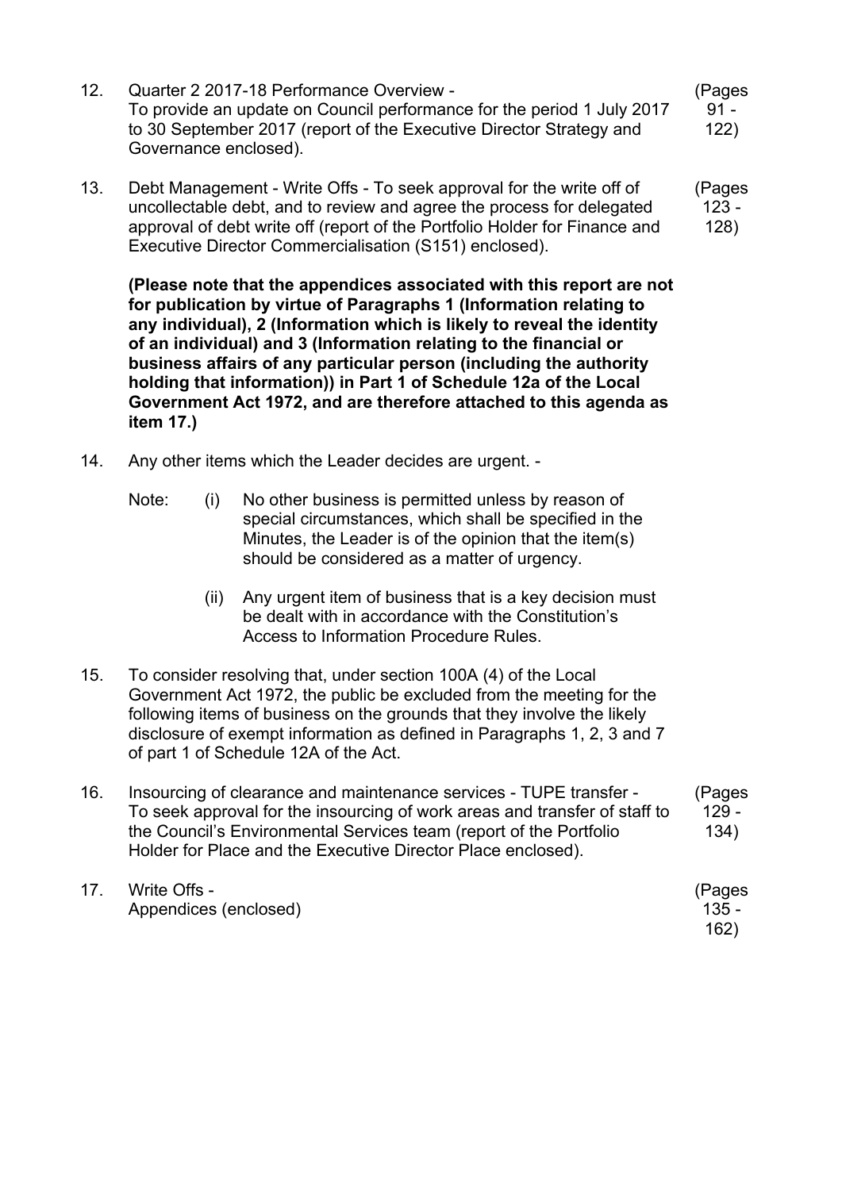12. Quarter 2 2017-18 Performance Overview - To provide an update on Council performance for the period 1 July 2017 to 30 September 2017 (report of the Executive Director Strategy and Governance enclosed). (Pages 91 - 122)

13. Debt Management - Write Offs - To seek approval for the write off of uncollectable debt, and to review and agree the process for delegated approval of debt write off (report of the Portfolio Holder for Finance and Executive Director Commercialisation (S151) enclosed). (Pages 123 - 128)

    **(Please note that the appendices associated with this report are not for publication by virtue of Paragraphs 1 (Information relating to any individual), 2 (Information which is likely to reveal the identity of an individual) and 3 (Information relating to the financial or business affairs of any particular person (including the authority holding that information)) in Part 1 of Schedule 12a of the Local Government Act 1972, and are therefore attached to this agenda as item 17.)**

14. Any other items which the Leader decides are urgent. -

    Note: (i) No other business is permitted unless by reason of special circumstances, which shall be specified in the Minutes, the Leader is of the opinion that the item(s) should be considered as a matter of urgency.

    (ii) Any urgent item of business that is a key decision must be dealt with in accordance with the Constitution's Access to Information Procedure Rules.

15. To consider resolving that, under section 100A (4) of the Local Government Act 1972, the public be excluded from the meeting for the following items of business on the grounds that they involve the likely disclosure of exempt information as defined in Paragraphs 1, 2, 3 and 7 of part 1 of Schedule 12A of the Act.

16. Insourcing of clearance and maintenance services - TUPE transfer - To seek approval for the insourcing of work areas and transfer of staff to the Council's Environmental Services team (report of the Portfolio Holder for Place and the Executive Director Place enclosed). (Pages 129 - 134)

17. Write Offs - Appendices (enclosed) (Pages 135 - 162)